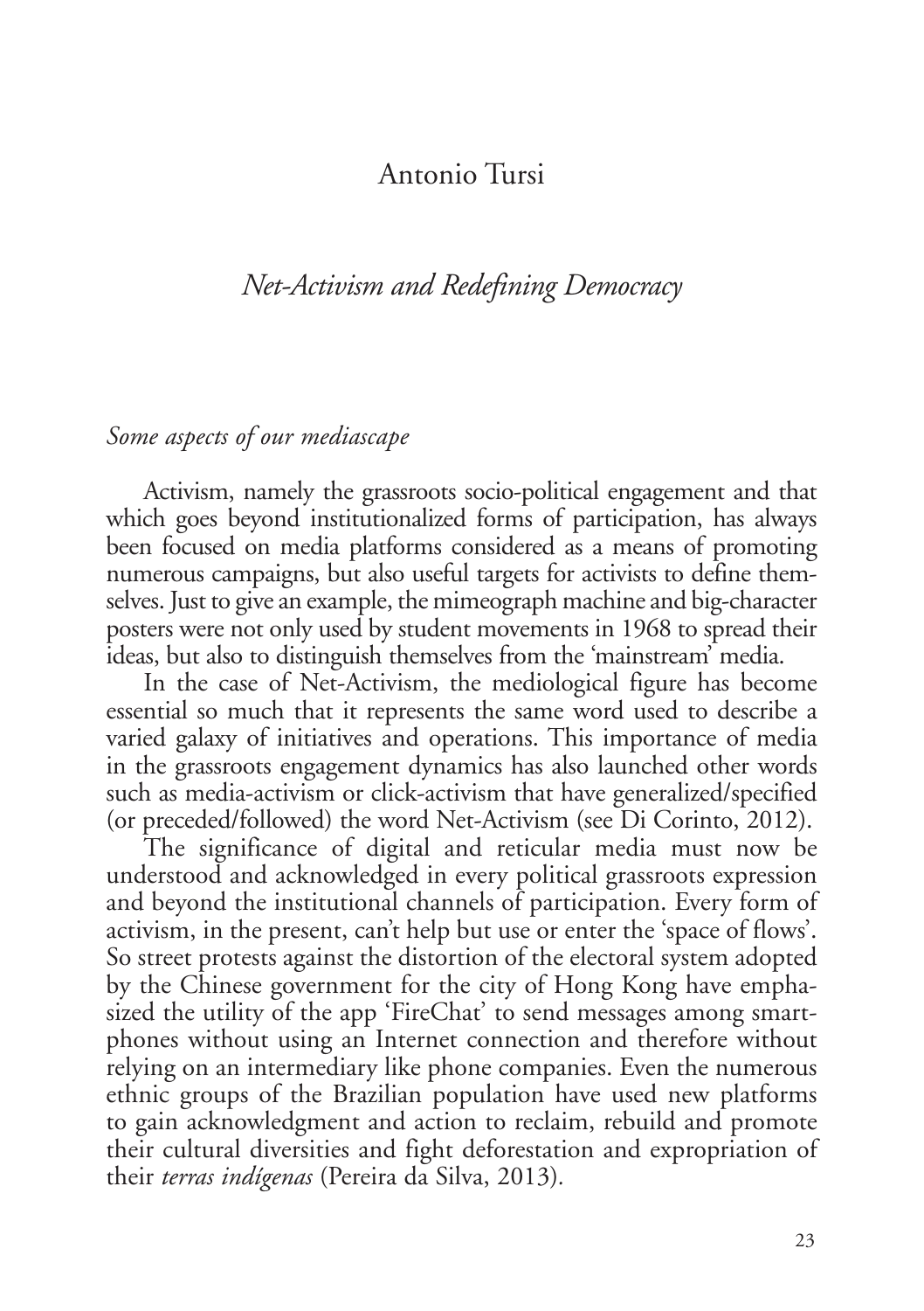Antonio Tursi

# *Net-Activism and Redefining Democracy*

## *Some aspects of our mediascape*

Activism, namely the grassroots socio-political engagement and that which goes beyond institutionalized forms of participation, has always been focused on media platforms considered as a means of promoting numerous campaigns, but also useful targets for activists to define themselves. Just to give an example, the mimeograph machine and big-character posters were not only used by student movements in 1968 to spread their ideas, but also to distinguish themselves from the 'mainstream' media.

In the case of Net-Activism, the mediological figure has become essential so much that it represents the same word used to describe a varied galaxy of initiatives and operations. This importance of media in the grassroots engagement dynamics has also launched other words such as media-activism or click-activism that have generalized/specified (or preceded/followed) the word Net-Activism (see Di Corinto, 2012).

The significance of digital and reticular media must now be understood and acknowledged in every political grassroots expression and beyond the institutional channels of participation. Every form of activism, in the present, can't help but use or enter the 'space of flows'. So street protests against the distortion of the electoral system adopted by the Chinese government for the city of Hong Kong have emphasized the utility of the app 'FireChat' to send messages among smartphones without using an Internet connection and therefore without relying on an intermediary like phone companies. Even the numerous ethnic groups of the Brazilian population have used new platforms to gain acknowledgment and action to reclaim, rebuild and promote their cultural diversities and fight deforestation and expropriation of their *terras indígenas* (Pereira da Silva, 2013).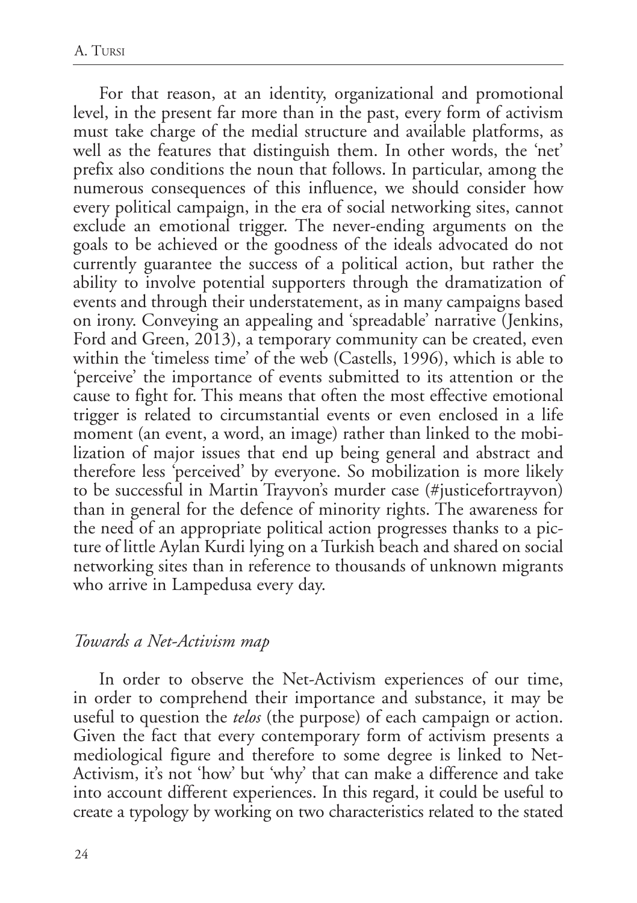For that reason, at an identity, organizational and promotional level, in the present far more than in the past, every form of activism must take charge of the medial structure and available platforms, as well as the features that distinguish them. In other words, the 'net' prefix also conditions the noun that follows. In particular, among the numerous consequences of this influence, we should consider how every political campaign, in the era of social networking sites, cannot exclude an emotional trigger. The never-ending arguments on the goals to be achieved or the goodness of the ideals advocated do not currently guarantee the success of a political action, but rather the ability to involve potential supporters through the dramatization of events and through their understatement, as in many campaigns based on irony. Conveying an appealing and 'spreadable' narrative (Jenkins, Ford and Green, 2013), a temporary community can be created, even within the 'timeless time' of the web (Castells, 1996), which is able to 'perceive' the importance of events submitted to its attention or the cause to fight for. This means that often the most effective emotional trigger is related to circumstantial events or even enclosed in a life moment (an event, a word, an image) rather than linked to the mobilization of major issues that end up being general and abstract and therefore less 'perceived' by everyone. So mobilization is more likely to be successful in Martin Trayvon's murder case (#justicefortrayvon) than in general for the defence of minority rights. The awareness for the need of an appropriate political action progresses thanks to a picture of little Aylan Kurdi lying on a Turkish beach and shared on social networking sites than in reference to thousands of unknown migrants who arrive in Lampedusa every day.

### *Towards a Net-Activism map*

In order to observe the Net-Activism experiences of our time, in order to comprehend their importance and substance, it may be useful to question the *telos* (the purpose) of each campaign or action. Given the fact that every contemporary form of activism presents a mediological figure and therefore to some degree is linked to Net-Activism, it's not 'how' but 'why' that can make a difference and take into account different experiences. In this regard, it could be useful to create a typology by working on two characteristics related to the stated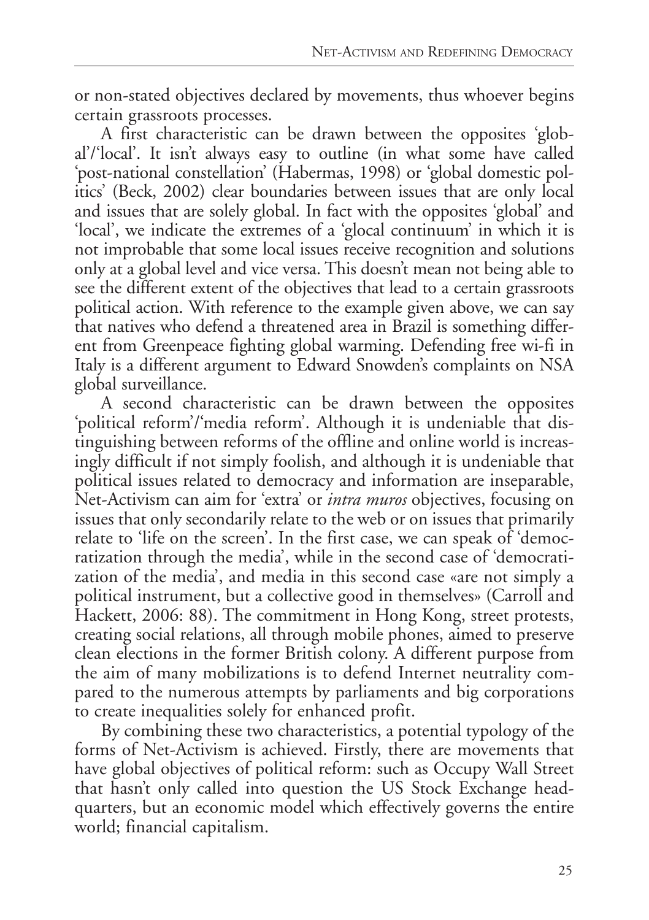or non-stated objectives declared by movements, thus whoever begins certain grassroots processes.

A first characteristic can be drawn between the opposites 'global'/'local'. It isn't always easy to outline (in what some have called 'post-national constellation' (Habermas, 1998) or 'global domestic politics' (Beck, 2002) clear boundaries between issues that are only local and issues that are solely global. In fact with the opposites 'global' and 'local', we indicate the extremes of a 'glocal continuum' in which it is not improbable that some local issues receive recognition and solutions only at a global level and vice versa. This doesn't mean not being able to see the different extent of the objectives that lead to a certain grassroots political action. With reference to the example given above, we can say that natives who defend a threatened area in Brazil is something different from Greenpeace fighting global warming. Defending free wi-fi in Italy is a different argument to Edward Snowden's complaints on NSA global surveillance.

A second characteristic can be drawn between the opposites 'political reform'/'media reform'. Although it is undeniable that distinguishing between reforms of the offline and online world is increasingly difficult if not simply foolish, and although it is undeniable that political issues related to democracy and information are inseparable, Net-Activism can aim for 'extra' or *intra muros* objectives, focusing on issues that only secondarily relate to the web or on issues that primarily relate to 'life on the screen'. In the first case, we can speak of 'democratization through the media', while in the second case of 'democratization of the media', and media in this second case «are not simply a political instrument, but a collective good in themselves» (Carroll and Hackett, 2006: 88). The commitment in Hong Kong, street protests, creating social relations, all through mobile phones, aimed to preserve clean elections in the former British colony. A different purpose from the aim of many mobilizations is to defend Internet neutrality compared to the numerous attempts by parliaments and big corporations to create inequalities solely for enhanced profit.

By combining these two characteristics, a potential typology of the forms of Net-Activism is achieved. Firstly, there are movements that have global objectives of political reform: such as Occupy Wall Street that hasn't only called into question the US Stock Exchange headquarters, but an economic model which effectively governs the entire world; financial capitalism.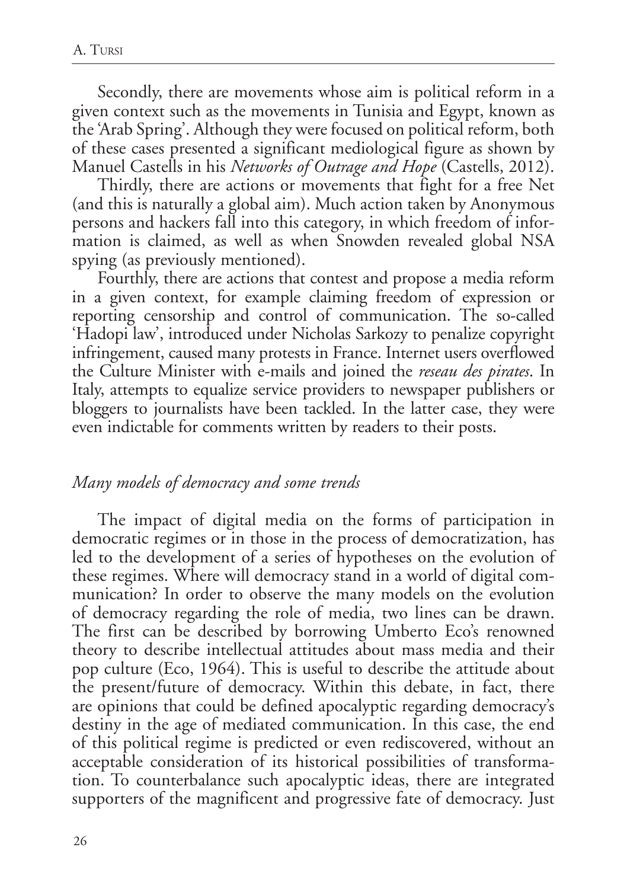Secondly, there are movements whose aim is political reform in a given context such as the movements in Tunisia and Egypt, known as the 'Arab Spring'. Although they were focused on political reform, both of these cases presented a significant mediological figure as shown by Manuel Castells in his *Networks of Outrage and Hope* (Castells, 2012).

Thirdly, there are actions or movements that fight for a free Net (and this is naturally a global aim). Much action taken by Anonymous persons and hackers fall into this category, in which freedom of information is claimed, as well as when Snowden revealed global NSA spying (as previously mentioned).

Fourthly, there are actions that contest and propose a media reform in a given context, for example claiming freedom of expression or reporting censorship and control of communication. The so-called 'Hadopi law', introduced under Nicholas Sarkozy to penalize copyright infringement, caused many protests in France. Internet users overflowed the Culture Minister with e-mails and joined the *reseau des pirates*. In Italy, attempts to equalize service providers to newspaper publishers or bloggers to journalists have been tackled. In the latter case, they were even indictable for comments written by readers to their posts.

## *Many models of democracy and some trends*

The impact of digital media on the forms of participation in democratic regimes or in those in the process of democratization, has led to the development of a series of hypotheses on the evolution of these regimes. Where will democracy stand in a world of digital communication? In order to observe the many models on the evolution of democracy regarding the role of media, two lines can be drawn. The first can be described by borrowing Umberto Eco's renowned theory to describe intellectual attitudes about mass media and their pop culture (Eco, 1964). This is useful to describe the attitude about the present/future of democracy. Within this debate, in fact, there are opinions that could be defined apocalyptic regarding democracy's destiny in the age of mediated communication. In this case, the end of this political regime is predicted or even rediscovered, without an acceptable consideration of its historical possibilities of transformation. To counterbalance such apocalyptic ideas, there are integrated supporters of the magnificent and progressive fate of democracy. Just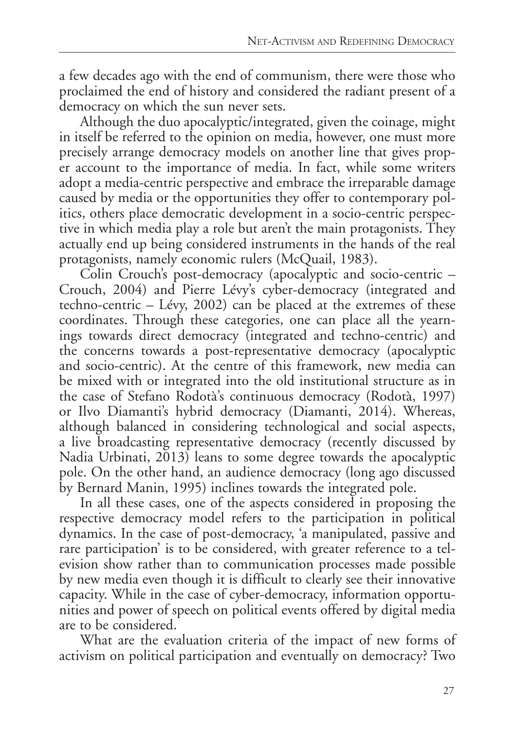a few decades ago with the end of communism, there were those who proclaimed the end of history and considered the radiant present of a democracy on which the sun never sets.

Although the duo apocalyptic/integrated, given the coinage, might in itself be referred to the opinion on media, however, one must more precisely arrange democracy models on another line that gives proper account to the importance of media. In fact, while some writers adopt a media-centric perspective and embrace the irreparable damage caused by media or the opportunities they offer to contemporary politics, others place democratic development in a socio-centric perspective in which media play a role but aren't the main protagonists. They actually end up being considered instruments in the hands of the real protagonists, namely economic rulers (McQuail, 1983).

Colin Crouch's post-democracy (apocalyptic and socio-centric – Crouch, 2004) and Pierre Lévy's cyber-democracy (integrated and techno-centric – Lévy, 2002) can be placed at the extremes of these coordinates. Through these categories, one can place all the yearnings towards direct democracy (integrated and techno-centric) and the concerns towards a post-representative democracy (apocalyptic and socio-centric). At the centre of this framework, new media can be mixed with or integrated into the old institutional structure as in the case of Stefano Rodotà's continuous democracy (Rodotà, 1997) or Ilvo Diamanti's hybrid democracy (Diamanti, 2014). Whereas, although balanced in considering technological and social aspects, a live broadcasting representative democracy (recently discussed by Nadia Urbinati, 2013) leans to some degree towards the apocalyptic pole. On the other hand, an audience democracy (long ago discussed by Bernard Manin, 1995) inclines towards the integrated pole.

In all these cases, one of the aspects considered in proposing the respective democracy model refers to the participation in political dynamics. In the case of post-democracy, 'a manipulated, passive and rare participation' is to be considered, with greater reference to a television show rather than to communication processes made possible by new media even though it is difficult to clearly see their innovative capacity. While in the case of cyber-democracy, information opportunities and power of speech on political events offered by digital media are to be considered.

What are the evaluation criteria of the impact of new forms of activism on political participation and eventually on democracy? Two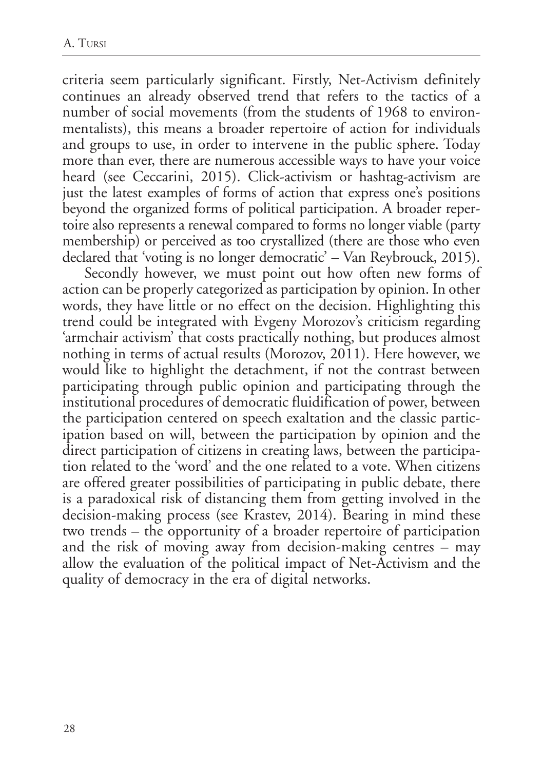criteria seem particularly significant. Firstly, Net-Activism definitely continues an already observed trend that refers to the tactics of a number of social movements (from the students of 1968 to environmentalists), this means a broader repertoire of action for individuals and groups to use, in order to intervene in the public sphere. Today more than ever, there are numerous accessible ways to have your voice heard (see Ceccarini, 2015). Click-activism or hashtag-activism are just the latest examples of forms of action that express one's positions beyond the organized forms of political participation. A broader repertoire also represents a renewal compared to forms no longer viable (party membership) or perceived as too crystallized (there are those who even declared that 'voting is no longer democratic' – Van Reybrouck, 2015).

Secondly however, we must point out how often new forms of action can be properly categorized as participation by opinion. In other words, they have little or no effect on the decision. Highlighting this trend could be integrated with Evgeny Morozov's criticism regarding 'armchair activism' that costs practically nothing, but produces almost nothing in terms of actual results (Morozov, 2011). Here however, we would like to highlight the detachment, if not the contrast between participating through public opinion and participating through the institutional procedures of democratic fluidification of power, between the participation centered on speech exaltation and the classic participation based on will, between the participation by opinion and the direct participation of citizens in creating laws, between the participation related to the 'word' and the one related to a vote. When citizens are offered greater possibilities of participating in public debate, there is a paradoxical risk of distancing them from getting involved in the decision-making process (see Krastev, 2014). Bearing in mind these two trends – the opportunity of a broader repertoire of participation and the risk of moving away from decision-making centres – may allow the evaluation of the political impact of Net-Activism and the quality of democracy in the era of digital networks.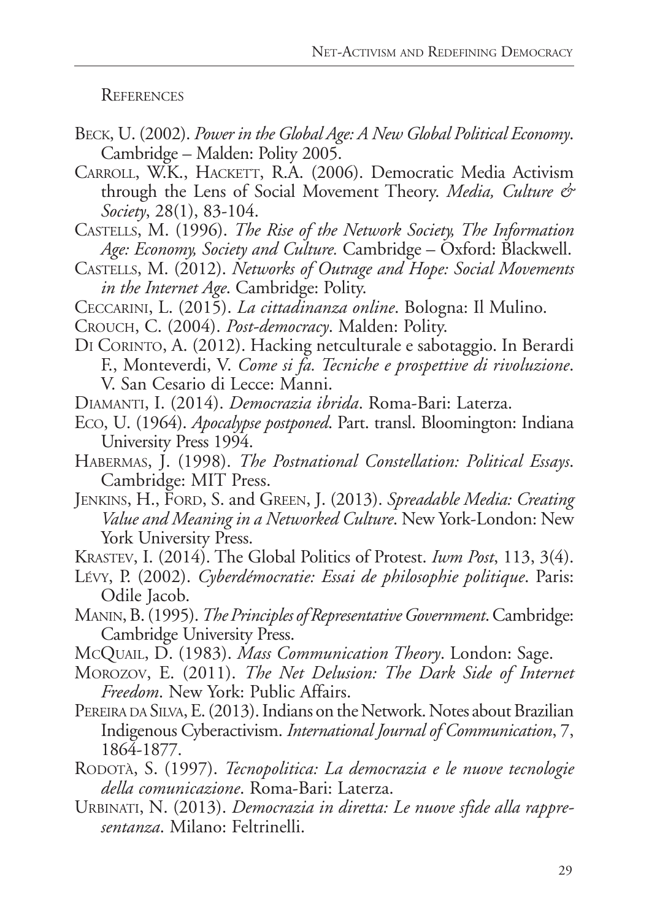## References

Beck, U. (2002). *Power in the Global Age: A New Global Political Economy*. Cambridge – Malden: Polity 2005.

Carroll, W.K., Hackett, R.A. (2006). Democratic Media Activism through the Lens of Social Movement Theory. *Media, Culture & Society*, 28(1), 83-104.

Castells, M. (1996). *The Rise of the Network Society, The Information Age: Economy, Society and Culture.* Cambridge – Oxford: Blackwell.

Castells, M. (2012). *Networks of Outrage and Hope: Social Movements in the Internet Age*. Cambridge: Polity.

Ceccarini, L. (2015). *La cittadinanza online*. Bologna: Il Mulino.

Crouch, C. (2004). *Post-democracy*. Malden: Polity.

Di Corinto, A. (2012). Hacking netculturale e sabotaggio. In Berardi F., Monteverdi, V. *Come si fa. Tecniche e prospettive di rivoluzione*. V. San Cesario di Lecce: Manni.

Diamanti, I. (2014). *Democrazia ibrida*. Roma-Bari: Laterza.

Eco, U. (1964). *Apocalypse postponed*. Part. transl. Bloomington: Indiana University Press 1994.

Habermas, J. (1998). *The Postnational Constellation: Political Essays*. Cambridge: MIT Press.

Jenkins, H., Ford, S. and Green, J. (2013). *Spreadable Media: Creating Value and Meaning in a Networked Culture*. New York-London: New York University Press.

Krastev, I. (2014). The Global Politics of Protest. *Iwm Post*, 113, 3(4).

Lévy, P. (2002). *Cyberdémocratie: Essai de philosophie politique*. Paris: Odile Jacob.

Manin, B. (1995). *The Principles of Representative Government*. Cambridge: Cambridge University Press.

McQuail, D. (1983). *Mass Communication Theory*. London: Sage.

Morozov, E. (2011). *The Net Delusion: The Dark Side of Internet Freedom*. New York: Public Affairs.

Pereira da Silva, E. (2013). Indians on the Network. Notes about Brazilian Indigenous Cyberactivism. *International Journal of Communication*, 7, 1864-1877.

Rodotà, S. (1997). *Tecnopolitica: La democrazia e le nuove tecnologie della comunicazione*. Roma-Bari: Laterza.

Urbinati, N. (2013). *Democrazia in diretta: Le nuove sfide alla rappresentanza*. Milano: Feltrinelli.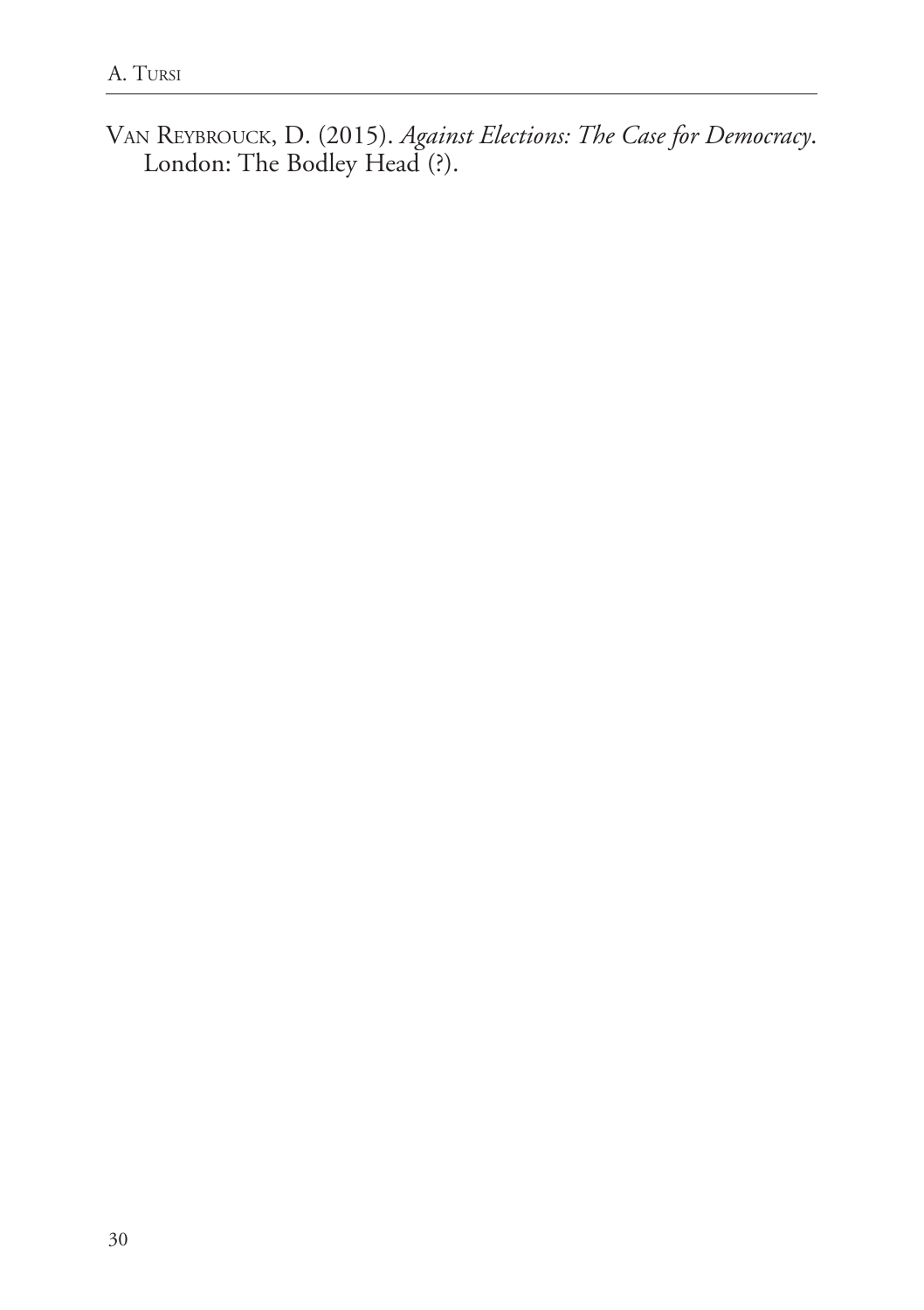Van Reybrouck, D. (2015). *Against Elections: The Case for Democracy*. London: The Bodley Head (?).